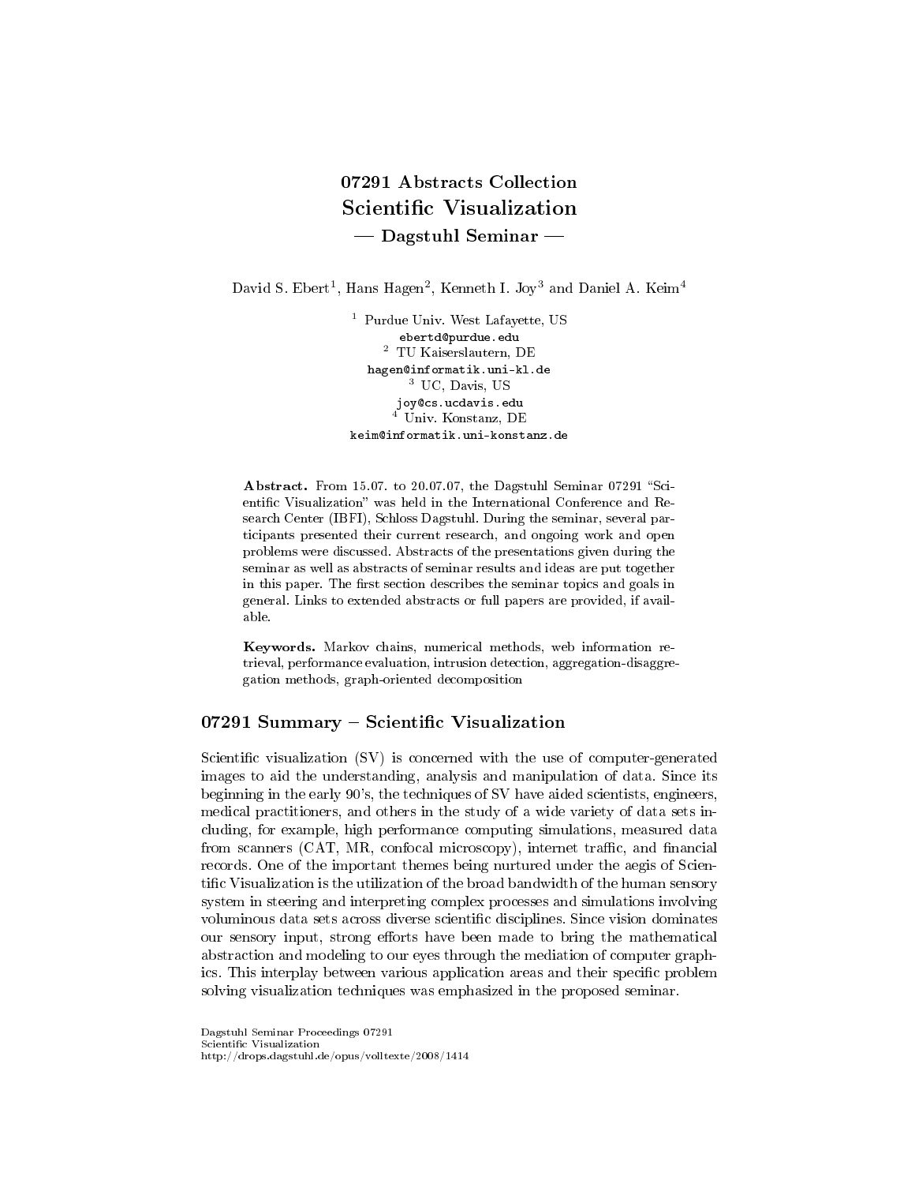# 07291 Abstracts Collection
# Scientific Visualization
## — Dagstuhl Seminar —

David S. Ebert[1], Hans Hagen[2], Kenneth I. Joy[3] and Daniel A. Keim[4]

[1] Purdue Univ. West Lafayette, US
ebertd@purdue.edu
[2] TU Kaiserslautern, DE
hagen@informatik.uni-kl.de
[3] UC, Davis, US
joy@cs.ucdavis.edu
[4] Univ. Konstanz, DE
keim@informatik.uni-konstanz.de

**Abstract.** From 15.07. to 20.07.07, the Dagstuhl Seminar 07291 "Scientific Visualization" was held in the International Conference and Research Center (IBFI), Schloss Dagstuhl. During the seminar, several participants presented their current research, and ongoing work and open problems were discussed. Abstracts of the presentations given during the seminar as well as abstracts of seminar results and ideas are put together in this paper. The first section describes the seminar topics and goals in general. Links to extended abstracts or full papers are provided, if available.

**Keywords.** Markov chains, numerical methods, web information retrieval, performance evaluation, intrusion detection, aggregation-disaggregation methods, graph-oriented decomposition

## 07291 Summary – Scientific Visualization

Scientific visualization (SV) is concerned with the use of computer-generated images to aid the understanding, analysis and manipulation of data. Since its beginning in the early 90's, the techniques of SV have aided scientists, engineers, medical practitioners, and others in the study of a wide variety of data sets including, for example, high performance computing simulations, measured data from scanners (CAT, MR, confocal microscopy), internet traffic, and financial records. One of the important themes being nurtured under the aegis of Scientific Visualization is the utilization of the broad bandwidth of the human sensory system in steering and interpreting complex processes and simulations involving voluminous data sets across diverse scientific disciplines. Since vision dominates our sensory input, strong efforts have been made to bring the mathematical abstraction and modeling to our eyes through the mediation of computer graphics. This interplay between various application areas and their specific problem solving visualization techniques was emphasized in the proposed seminar.

Dagstuhl Seminar Proceedings 07291
Scientific Visualization
http://drops.dagstuhl.de/opus/volltexte/2008/1414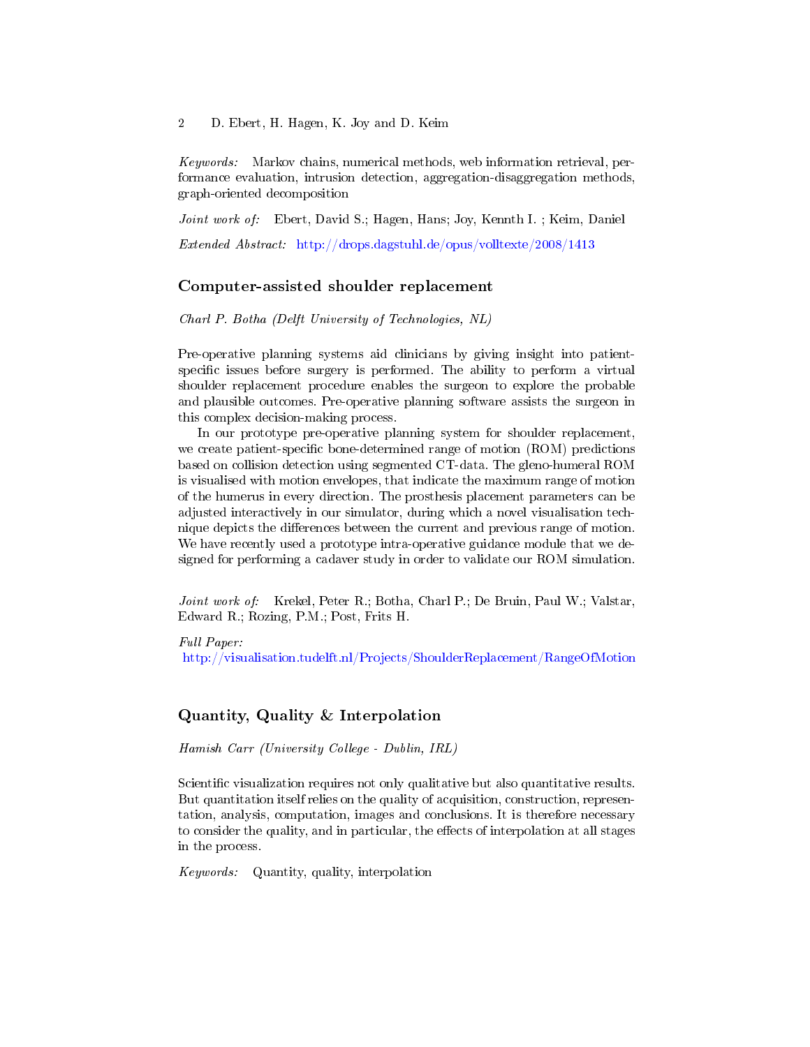*Keywords:* Markov chains, numerical methods, web information retrieval, performance evaluation, intrusion detection, aggregation-disaggregation methods, graph-oriented decomposition

*Joint work of:* Ebert, David S.; Hagen, Hans; Joy, Kennth I. ; Keim, Daniel

*Extended Abstract:* http://drops.dagstuhl.de/opus/volltexte/2008/1413

## Computer-assisted shoulder replacement

*Charl P. Botha (Delft University of Technologies, NL)*

Pre-operative planning systems aid clinicians by giving insight into patient-specific issues before surgery is performed. The ability to perform a virtual shoulder replacement procedure enables the surgeon to explore the probable and plausible outcomes. Pre-operative planning software assists the surgeon in this complex decision-making process.

In our prototype pre-operative planning system for shoulder replacement, we create patient-specific bone-determined range of motion (ROM) predictions based on collision detection using segmented CT-data. The gleno-humeral ROM is visualised with motion envelopes, that indicate the maximum range of motion of the humerus in every direction. The prosthesis placement parameters can be adjusted interactively in our simulator, during which a novel visualisation technique depicts the differences between the current and previous range of motion. We have recently used a prototype intra-operative guidance module that we designed for performing a cadaver study in order to validate our ROM simulation.

*Joint work of:* Krekel, Peter R.; Botha, Charl P.; De Bruin, Paul W.; Valstar, Edward R.; Rozing, P.M.; Post, Frits H.

*Full Paper:*
http://visualisation.tudelft.nl/Projects/ShoulderReplacement/RangeOfMotion

## Quantity, Quality & Interpolation

*Hamish Carr (University College - Dublin, IRL)*

Scientific visualization requires not only qualitative but also quantitative results. But quantitation itself relies on the quality of acquisition, construction, representation, analysis, computation, images and conclusions. It is therefore necessary to consider the quality, and in particular, the effects of interpolation at all stages in the process.

*Keywords:* Quantity, quality, interpolation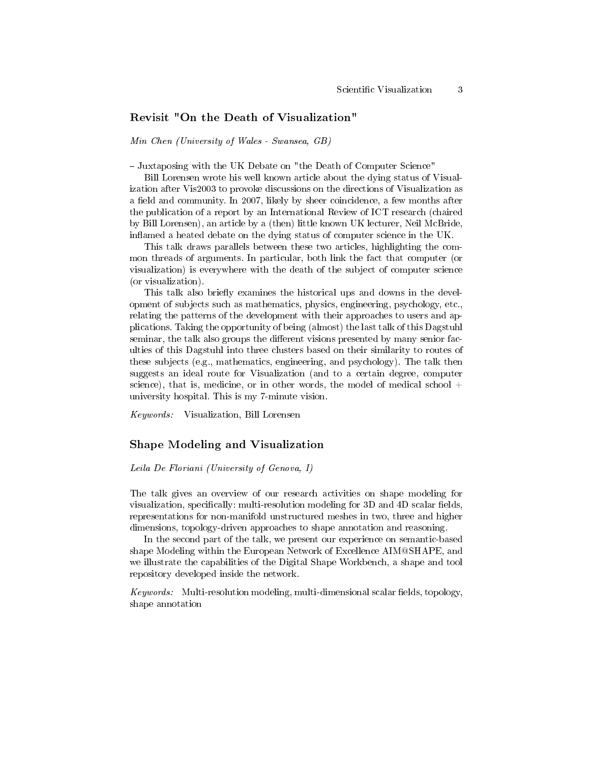## Revisit "On the Death of Visualization"

*Min Chen (University of Wales - Swansea, GB)*

– Juxtaposing with the UK Debate on "the Death of Computer Science"

Bill Lorensen wrote his well known article about the dying status of Visualization after Vis2003 to provoke discussions on the directions of Visualization as a field and community. In 2007, likely by sheer coincidence, a few months after the publication of a report by an International Review of ICT research (chaired by Bill Lorensen), an article by a (then) little known UK lecturer, Neil McBride, inflamed a heated debate on the dying status of computer science in the UK.

This talk draws parallels between these two articles, highlighting the common threads of arguments. In particular, both link the fact that computer (or visualization) is everywhere with the death of the subject of computer science (or visualization).

This talk also briefly examines the historical ups and downs in the development of subjects such as mathematics, physics, engineering, psychology, etc., relating the patterns of the development with their approaches to users and applications. Taking the opportunity of being (almost) the last talk of this Dagstuhl seminar, the talk also groups the different visions presented by many senior faculties of this Dagstuhl into three clusters based on their similarity to routes of these subjects (e.g., mathematics, engineering, and psychology). The talk then suggests an ideal route for Visualization (and to a certain degree, computer science), that is, medicine, or in other words, the model of medical school + university hospital. This is my 7-minute vision.

*Keywords:* Visualization, Bill Lorensen

## Shape Modeling and Visualization

*Leila De Floriani (University of Genova, I)*

The talk gives an overview of our research activities on shape modeling for visualization, specifically: multi-resolution modeling for 3D and 4D scalar fields, representations for non-manifold unstructured meshes in two, three and higher dimensions, topology-driven approaches to shape annotation and reasoning.

In the second part of the talk, we present our experience on semantic-based shape Modeling within the European Network of Excellence AIM@SHAPE, and we illustrate the capabilities of the Digital Shape Workbench, a shape and tool repository developed inside the network.

*Keywords:* Multi-resolution modeling, multi-dimensional scalar fields, topology, shape annotation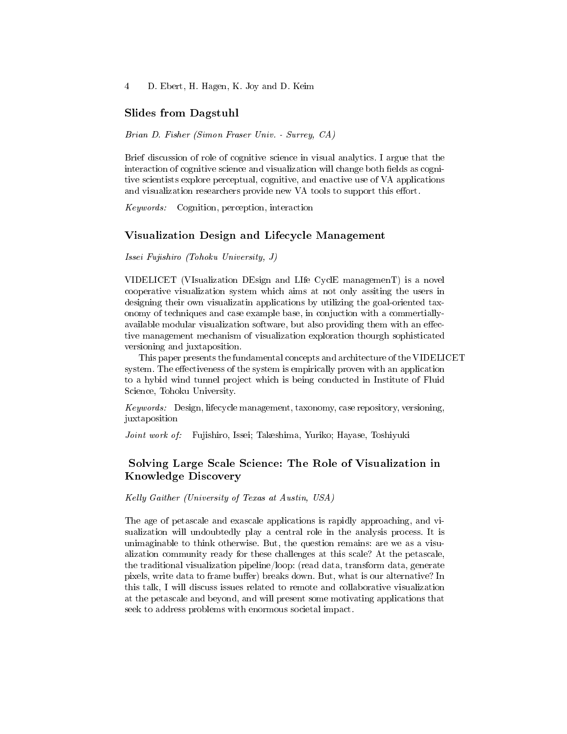## Slides from Dagstuhl

*Brian D. Fisher (Simon Fraser Univ. - Surrey, CA)*

Brief discussion of role of cognitive science in visual analytics. I argue that the interaction of cognitive science and visualization will change both fields as cognitive scientists explore perceptual, cognitive, and enactive use of VA applications and visualization researchers provide new VA tools to support this effort.

*Keywords:* Cognition, perception, interaction

## Visualization Design and Lifecycle Management

*Issei Fujishiro (Tohoku University, J)*

VIDELICET (VIsualization DEsign and LIfe CyclE managemenT) is a novel cooperative visualization system which aims at not only assiting the users in designing their own visualizatin applications by utilizing the goal-oriented taxonomy of techniques and case example base, in conjuction with a commertially-available modular visualization software, but also providing them with an effective management mechanism of visualization exploration thourgh sophisticated versioning and juxtaposition.

This paper presents the fundamental concepts and architecture of the VIDELICET system. The effectiveness of the system is empirically proven with an application to a hybid wind tunnel project which is being conducted in Institute of Fluid Science, Tohoku University.

*Keywords:* Design, lifecycle management, taxonomy, case repository, versioning, juxtaposition

*Joint work of:* Fujishiro, Issei; Takeshima, Yuriko; Hayase, Toshiyuki

## Solving Large Scale Science: The Role of Visualization in Knowledge Discovery

*Kelly Gaither (University of Texas at Austin, USA)*

The age of petascale and exascale applications is rapidly approaching, and visualization will undoubtedly play a central role in the analysis process. It is unimaginable to think otherwise. But, the question remains: are we as a visualization community ready for these challenges at this scale? At the petascale, the traditional visualization pipeline/loop: (read data, transform data, generate pixels, write data to frame buffer) breaks down. But, what is our alternative? In this talk, I will discuss issues related to remote and collaborative visualization at the petascale and beyond, and will present some motivating applications that seek to address problems with enormous societal impact.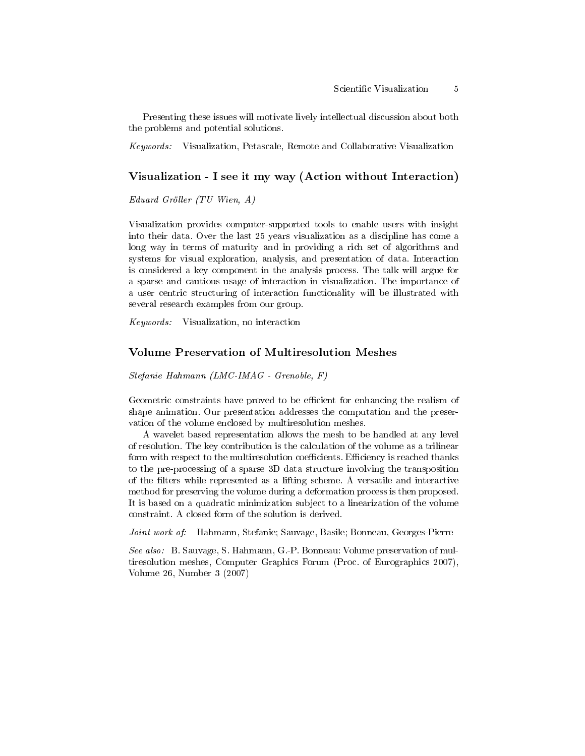Presenting these issues will motivate lively intellectual discussion about both the problems and potential solutions.

*Keywords:* Visualization, Petascale, Remote and Collaborative Visualization

## Visualization - I see it my way (Action without Interaction)

*Eduard Gröller (TU Wien, A)*

Visualization provides computer-supported tools to enable users with insight into their data. Over the last 25 years visualization as a discipline has come a long way in terms of maturity and in providing a rich set of algorithms and systems for visual exploration, analysis, and presentation of data. Interaction is considered a key component in the analysis process. The talk will argue for a sparse and cautious usage of interaction in visualization. The importance of a user centric structuring of interaction functionality will be illustrated with several research examples from our group.

*Keywords:* Visualization, no interaction

## Volume Preservation of Multiresolution Meshes

*Stefanie Hahmann (LMC-IMAG - Grenoble, F)*

Geometric constraints have proved to be efficient for enhancing the realism of shape animation. Our presentation addresses the computation and the preservation of the volume enclosed by multiresolution meshes.

A wavelet based representation allows the mesh to be handled at any level of resolution. The key contribution is the calculation of the volume as a trilinear form with respect to the multiresolution coefficients. Efficiency is reached thanks to the pre-processing of a sparse 3D data structure involving the transposition of the filters while represented as a lifting scheme. A versatile and interactive method for preserving the volume during a deformation process is then proposed. It is based on a quadratic minimization subject to a linearization of the volume constraint. A closed form of the solution is derived.

*Joint work of:* Hahmann, Stefanie; Sauvage, Basile; Bonneau, Georges-Pierre

*See also:* B. Sauvage, S. Hahmann, G.-P. Bonneau: Volume preservation of multiresolution meshes, Computer Graphics Forum (Proc. of Eurographics 2007), Volume 26, Number 3 (2007)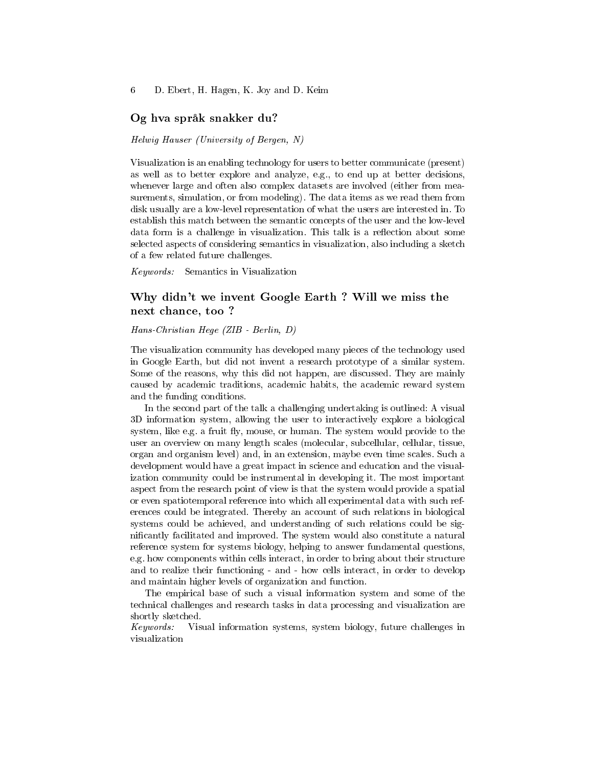## Og hva språk snakker du?

*Helwig Hauser (University of Bergen, N)*

Visualization is an enabling technology for users to better communicate (present) as well as to better explore and analyze, e.g., to end up at better decisions, whenever large and often also complex datasets are involved (either from measurements, simulation, or from modeling). The data items as we read them from disk usually are a low-level representation of what the users are interested in. To establish this match between the semantic concepts of the user and the low-level data form is a challenge in visualization. This talk is a reflection about some selected aspects of considering semantics in visualization, also including a sketch of a few related future challenges.

*Keywords:* Semantics in Visualization

## Why didn't we invent Google Earth ? Will we miss the next chance, too ?

*Hans-Christian Hege (ZIB - Berlin, D)*

The visualization community has developed many pieces of the technology used in Google Earth, but did not invent a research prototype of a similar system. Some of the reasons, why this did not happen, are discussed. They are mainly caused by academic traditions, academic habits, the academic reward system and the funding conditions.

In the second part of the talk a challenging undertaking is outlined: A visual 3D information system, allowing the user to interactively explore a biological system, like e.g. a fruit fly, mouse, or human. The system would provide to the user an overview on many length scales (molecular, subcellular, cellular, tissue, organ and organism level) and, in an extension, maybe even time scales. Such a development would have a great impact in science and education and the visualization community could be instrumental in developing it. The most important aspect from the research point of view is that the system would provide a spatial or even spatiotemporal reference into which all experimental data with such references could be integrated. Thereby an account of such relations in biological systems could be achieved, and understanding of such relations could be significantly facilitated and improved. The system would also constitute a natural reference system for systems biology, helping to answer fundamental questions, e.g. how components within cells interact, in order to bring about their structure and to realize their functioning - and - how cells interact, in order to develop and maintain higher levels of organization and function.

The empirical base of such a visual information system and some of the technical challenges and research tasks in data processing and visualization are shortly sketched.

*Keywords:* Visual information systems, system biology, future challenges in visualization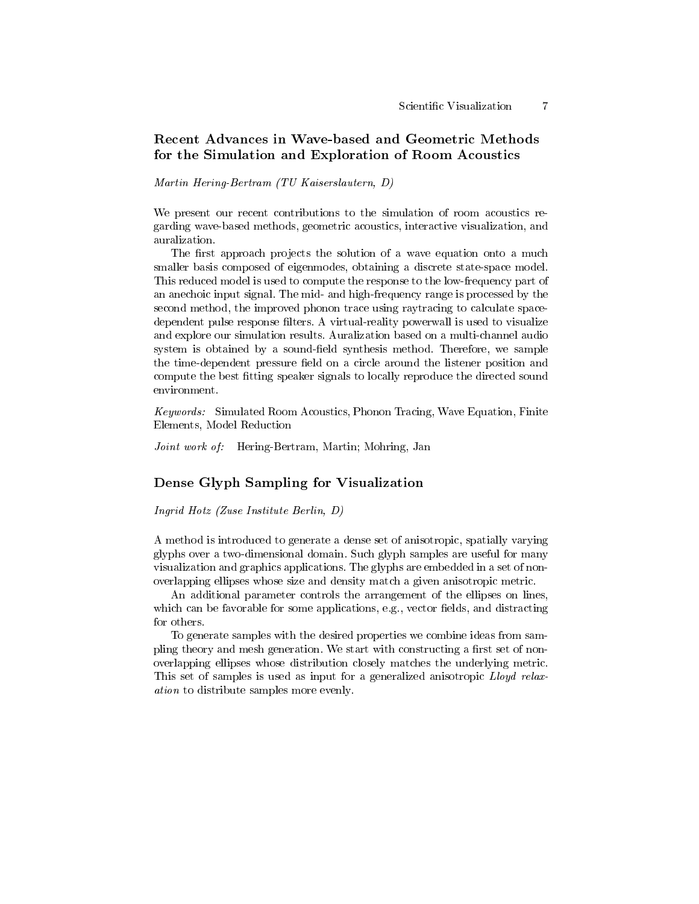## Recent Advances in Wave-based and Geometric Methods for the Simulation and Exploration of Room Acoustics

*Martin Hering-Bertram (TU Kaiserslautern, D)*

We present our recent contributions to the simulation of room acoustics regarding wave-based methods, geometric acoustics, interactive visualization, and auralization.

The first approach projects the solution of a wave equation onto a much smaller basis composed of eigenmodes, obtaining a discrete state-space model. This reduced model is used to compute the response to the low-frequency part of an anechoic input signal. The mid- and high-frequency range is processed by the second method, the improved phonon trace using raytracing to calculate space-dependent pulse response filters. A virtual-reality powerwall is used to visualize and explore our simulation results. Auralization based on a multi-channel audio system is obtained by a sound-field synthesis method. Therefore, we sample the time-dependent pressure field on a circle around the listener position and compute the best fitting speaker signals to locally reproduce the directed sound environment.

*Keywords:* Simulated Room Acoustics, Phonon Tracing, Wave Equation, Finite Elements, Model Reduction

*Joint work of:* Hering-Bertram, Martin; Mohring, Jan

## Dense Glyph Sampling for Visualization

*Ingrid Hotz (Zuse Institute Berlin, D)*

A method is introduced to generate a dense set of anisotropic, spatially varying glyphs over a two-dimensional domain. Such glyph samples are useful for many visualization and graphics applications. The glyphs are embedded in a set of non-overlapping ellipses whose size and density match a given anisotropic metric.

An additional parameter controls the arrangement of the ellipses on lines, which can be favorable for some applications, e.g., vector fields, and distracting for others.

To generate samples with the desired properties we combine ideas from sampling theory and mesh generation. We start with constructing a first set of non-overlapping ellipses whose distribution closely matches the underlying metric. This set of samples is used as input for a generalized anisotropic *Lloyd relaxation* to distribute samples more evenly.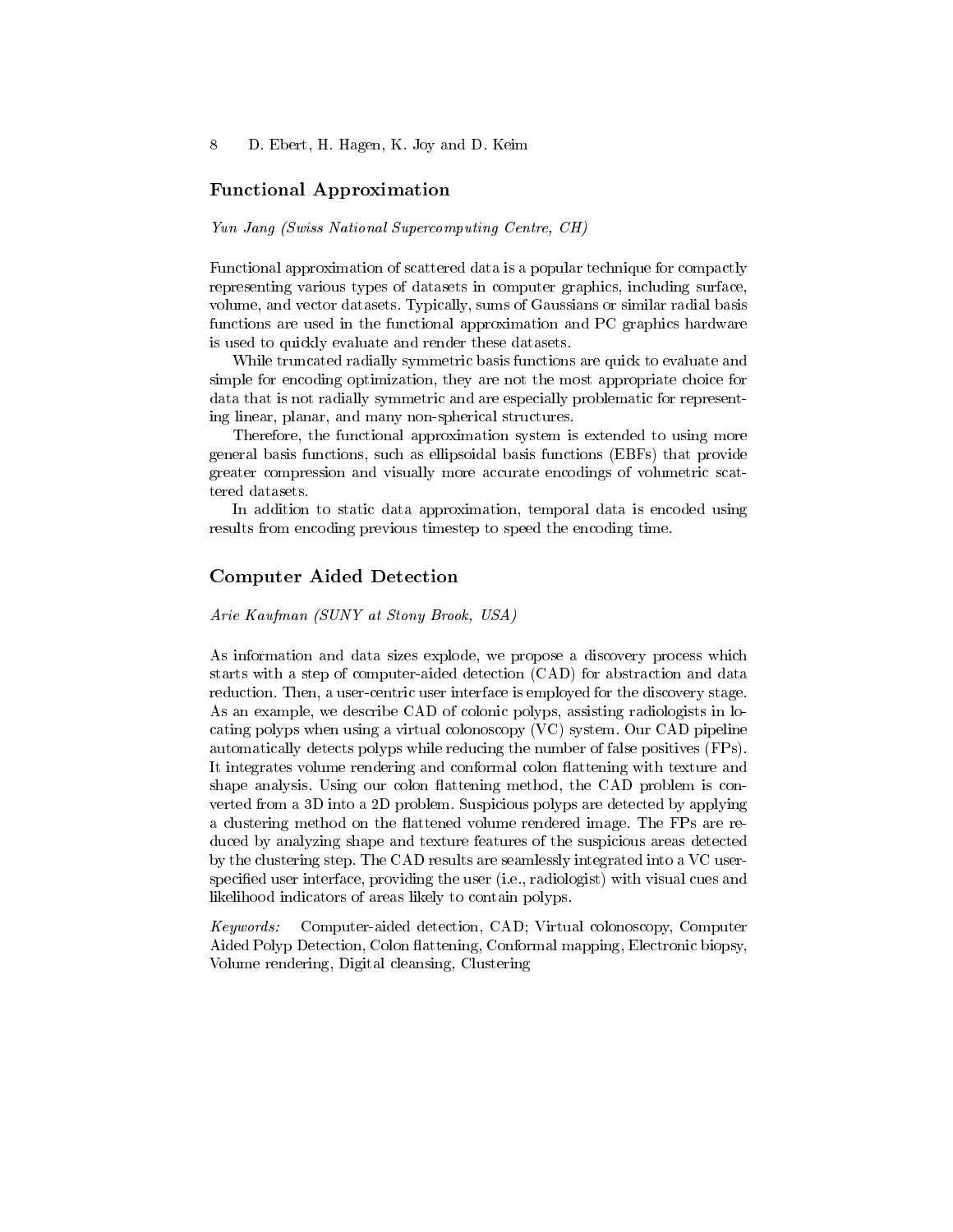## Functional Approximation

*Yun Jang (Swiss National Supercomputing Centre, CH)*

Functional approximation of scattered data is a popular technique for compactly representing various types of datasets in computer graphics, including surface, volume, and vector datasets. Typically, sums of Gaussians or similar radial basis functions are used in the functional approximation and PC graphics hardware is used to quickly evaluate and render these datasets.

While truncated radially symmetric basis functions are quick to evaluate and simple for encoding optimization, they are not the most appropriate choice for data that is not radially symmetric and are especially problematic for representing linear, planar, and many non-spherical structures.

Therefore, the functional approximation system is extended to using more general basis functions, such as ellipsoidal basis functions (EBFs) that provide greater compression and visually more accurate encodings of volumetric scattered datasets.

In addition to static data approximation, temporal data is encoded using results from encoding previous timestep to speed the encoding time.

## Computer Aided Detection

*Arie Kaufman (SUNY at Stony Brook, USA)*

As information and data sizes explode, we propose a discovery process which starts with a step of computer-aided detection (CAD) for abstraction and data reduction. Then, a user-centric user interface is employed for the discovery stage. As an example, we describe CAD of colonic polyps, assisting radiologists in locating polyps when using a virtual colonoscopy (VC) system. Our CAD pipeline automatically detects polyps while reducing the number of false positives (FPs). It integrates volume rendering and conformal colon flattening with texture and shape analysis. Using our colon flattening method, the CAD problem is converted from a 3D into a 2D problem. Suspicious polyps are detected by applying a clustering method on the flattened volume rendered image. The FPs are reduced by analyzing shape and texture features of the suspicious areas detected by the clustering step. The CAD results are seamlessly integrated into a VC user-specified user interface, providing the user (i.e., radiologist) with visual cues and likelihood indicators of areas likely to contain polyps.

*Keywords:* Computer-aided detection, CAD; Virtual colonoscopy, Computer Aided Polyp Detection, Colon flattening, Conformal mapping, Electronic biopsy, Volume rendering, Digital cleansing, Clustering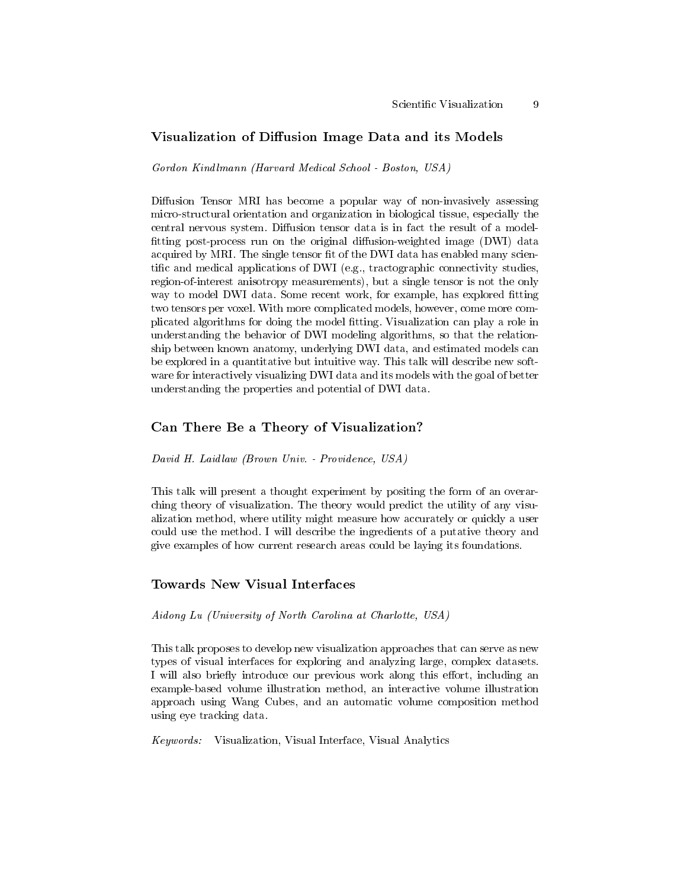## Visualization of Diffusion Image Data and its Models

*Gordon Kindlmann (Harvard Medical School - Boston, USA)*

Diffusion Tensor MRI has become a popular way of non-invasively assessing micro-structural orientation and organization in biological tissue, especially the central nervous system. Diffusion tensor data is in fact the result of a model-fitting post-process run on the original diffusion-weighted image (DWI) data acquired by MRI. The single tensor fit of the DWI data has enabled many scientific and medical applications of DWI (e.g., tractographic connectivity studies, region-of-interest anisotropy measurements), but a single tensor is not the only way to model DWI data. Some recent work, for example, has explored fitting two tensors per voxel. With more complicated models, however, come more complicated algorithms for doing the model fitting. Visualization can play a role in understanding the behavior of DWI modeling algorithms, so that the relationship between known anatomy, underlying DWI data, and estimated models can be explored in a quantitative but intuitive way. This talk will describe new software for interactively visualizing DWI data and its models with the goal of better understanding the properties and potential of DWI data.

## Can There Be a Theory of Visualization?

*David H. Laidlaw (Brown Univ. - Providence, USA)*

This talk will present a thought experiment by positing the form of an overarching theory of visualization. The theory would predict the utility of any visualization method, where utility might measure how accurately or quickly a user could use the method. I will describe the ingredients of a putative theory and give examples of how current research areas could be laying its foundations.

## Towards New Visual Interfaces

*Aidong Lu (University of North Carolina at Charlotte, USA)*

This talk proposes to develop new visualization approaches that can serve as new types of visual interfaces for exploring and analyzing large, complex datasets. I will also briefly introduce our previous work along this effort, including an example-based volume illustration method, an interactive volume illustration approach using Wang Cubes, and an automatic volume composition method using eye tracking data.

*Keywords:* Visualization, Visual Interface, Visual Analytics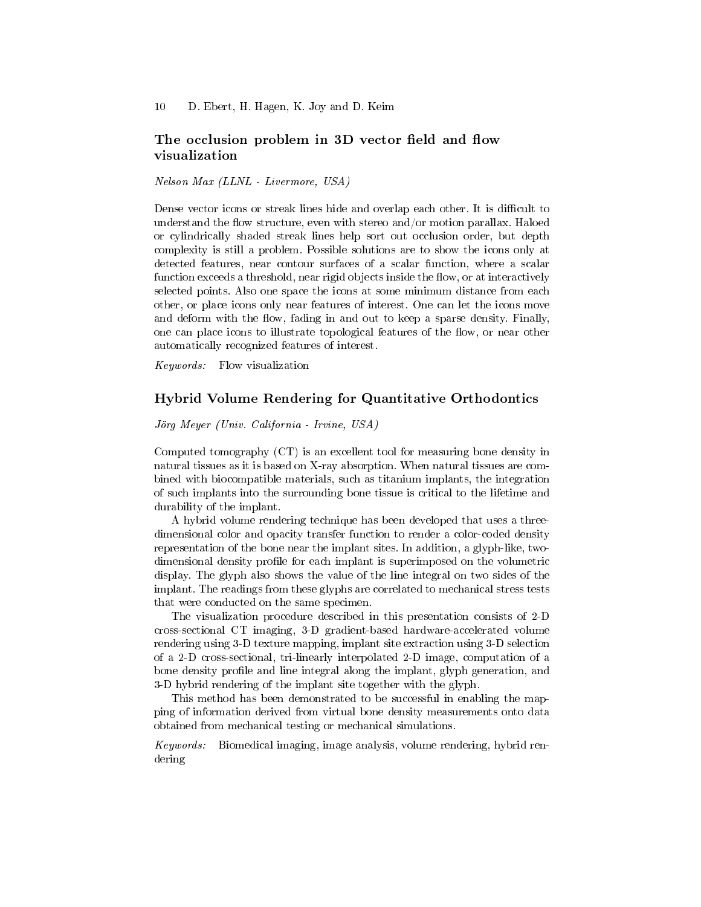## The occlusion problem in 3D vector field and flow visualization

*Nelson Max (LLNL - Livermore, USA)*

Dense vector icons or streak lines hide and overlap each other. It is difficult to understand the flow structure, even with stereo and/or motion parallax. Haloed or cylindrically shaded streak lines help sort out occlusion order, but depth complexity is still a problem. Possible solutions are to show the icons only at detected features, near contour surfaces of a scalar function, where a scalar function exceeds a threshold, near rigid objects inside the flow, or at interactively selected points. Also one space the icons at some minimum distance from each other, or place icons only near features of interest. One can let the icons move and deform with the flow, fading in and out to keep a sparse density. Finally, one can place icons to illustrate topological features of the flow, or near other automatically recognized features of interest.

*Keywords:* Flow visualization

## Hybrid Volume Rendering for Quantitative Orthodontics

*Jörg Meyer (Univ. California - Irvine, USA)*

Computed tomography (CT) is an excellent tool for measuring bone density in natural tissues as it is based on X-ray absorption. When natural tissues are combined with biocompatible materials, such as titanium implants, the integration of such implants into the surrounding bone tissue is critical to the lifetime and durability of the implant.

A hybrid volume rendering technique has been developed that uses a three-dimensional color and opacity transfer function to render a color-coded density representation of the bone near the implant sites. In addition, a glyph-like, two-dimensional density profile for each implant is superimposed on the volumetric display. The glyph also shows the value of the line integral on two sides of the implant. The readings from these glyphs are correlated to mechanical stress tests that were conducted on the same specimen.

The visualization procedure described in this presentation consists of 2-D cross-sectional CT imaging, 3-D gradient-based hardware-accelerated volume rendering using 3-D texture mapping, implant site extraction using 3-D selection of a 2-D cross-sectional, tri-linearly interpolated 2-D image, computation of a bone density profile and line integral along the implant, glyph generation, and 3-D hybrid rendering of the implant site together with the glyph.

This method has been demonstrated to be successful in enabling the mapping of information derived from virtual bone density measurements onto data obtained from mechanical testing or mechanical simulations.

*Keywords:* Biomedical imaging, image analysis, volume rendering, hybrid rendering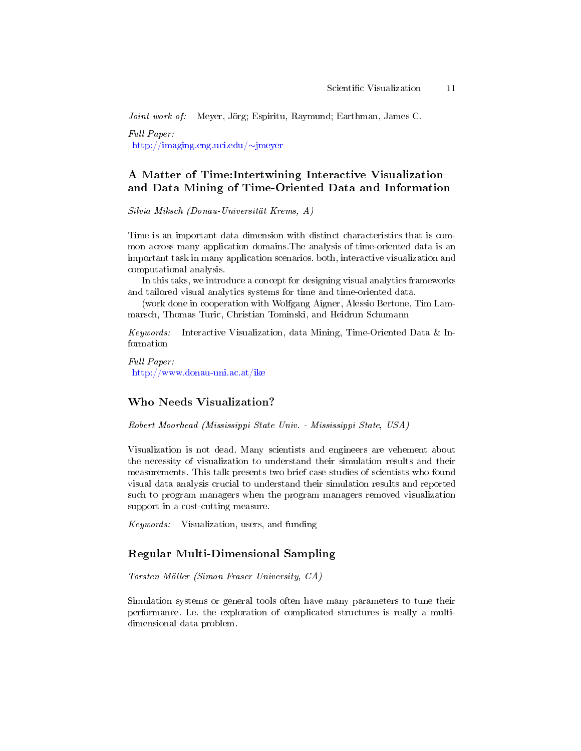*Joint work of:* Meyer, Jörg; Espiritu, Raymund; Earthman, James C.

*Full Paper:*
http://imaging.eng.uci.edu/~jmeyer

## A Matter of Time:Intertwining Interactive Visualization and Data Mining of Time-Oriented Data and Information

*Silvia Miksch (Donau-Universität Krems, A)*

Time is an important data dimension with distinct characteristics that is common across many application domains.The analysis of time-oriented data is an important task in many application scenarios. both, interactive visualization and computational analysis.

In this taks, we introduce a concept for designing visual analytics frameworks and tailored visual analytics systems for time and time-oriented data.

(work done in cooperation with Wolfgang Aigner, Alessio Bertone, Tim Lammarsch, Thomas Turic, Christian Tominski, and Heidrun Schumann

*Keywords:* Interactive Visualization, data Mining, Time-Oriented Data & Information

*Full Paper:*
http://www.donau-uni.ac.at/ike

## Who Needs Visualization?

*Robert Moorhead (Mississippi State Univ. - Mississippi State, USA)*

Visualization is not dead. Many scientists and engineers are vehement about the necessity of visualization to understand their simulation results and their measurements. This talk presents two brief case studies of scientists who found visual data analysis crucial to understand their simulation results and reported such to program managers when the program managers removed visualization support in a cost-cutting measure.

*Keywords:* Visualization, users, and funding

## Regular Multi-Dimensional Sampling

*Torsten Möller (Simon Fraser University, CA)*

Simulation systems or general tools often have many parameters to tune their performance. I.e. the exploration of complicated structures is really a multi-dimensional data problem.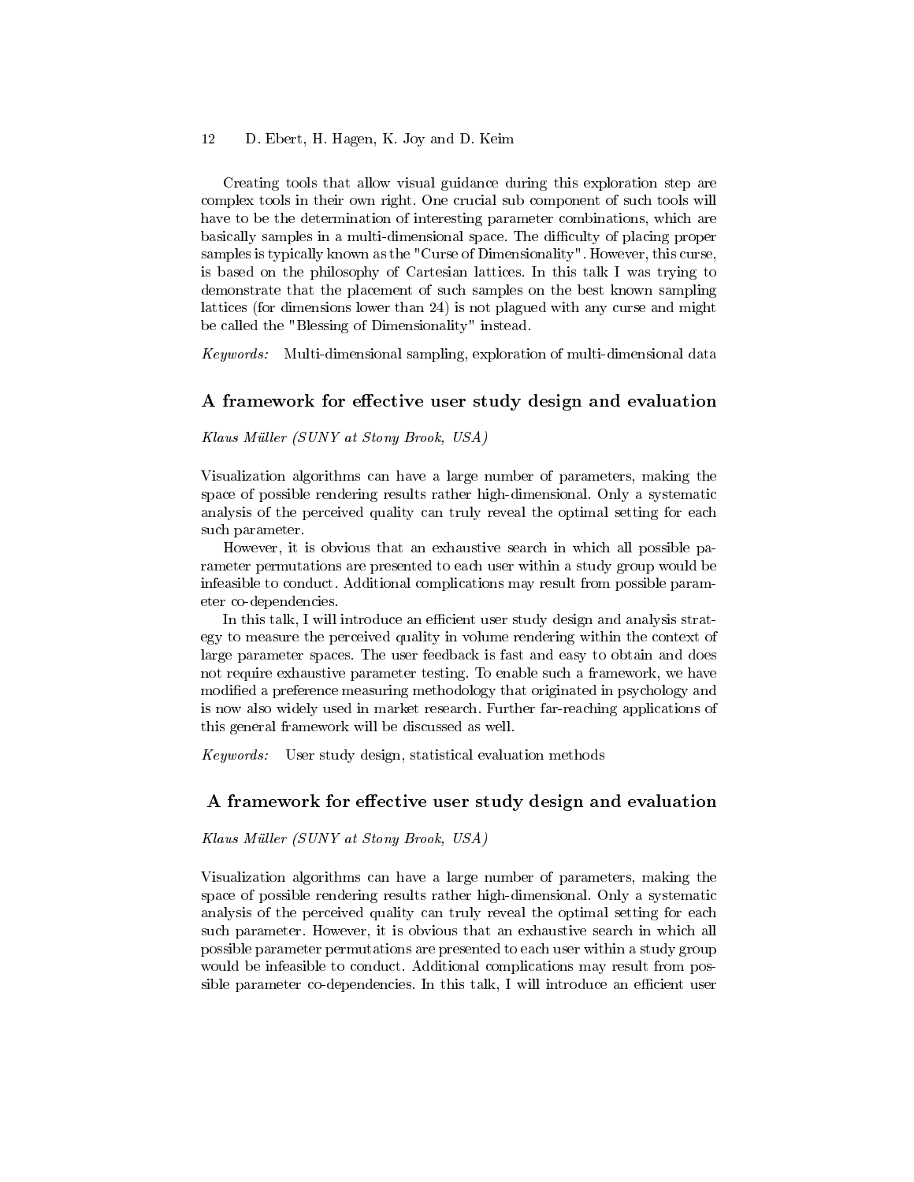Creating tools that allow visual guidance during this exploration step are complex tools in their own right. One crucial sub component of such tools will have to be the determination of interesting parameter combinations, which are basically samples in a multi-dimensional space. The difficulty of placing proper samples is typically known as the "Curse of Dimensionality". However, this curse, is based on the philosophy of Cartesian lattices. In this talk I was trying to demonstrate that the placement of such samples on the best known sampling lattices (for dimensions lower than 24) is not plagued with any curse and might be called the "Blessing of Dimensionality" instead.

*Keywords:* Multi-dimensional sampling, exploration of multi-dimensional data

## A framework for effective user study design and evaluation

*Klaus Müller (SUNY at Stony Brook, USA)*

Visualization algorithms can have a large number of parameters, making the space of possible rendering results rather high-dimensional. Only a systematic analysis of the perceived quality can truly reveal the optimal setting for each such parameter.

However, it is obvious that an exhaustive search in which all possible parameter permutations are presented to each user within a study group would be infeasible to conduct. Additional complications may result from possible parameter co-dependencies.

In this talk, I will introduce an efficient user study design and analysis strategy to measure the perceived quality in volume rendering within the context of large parameter spaces. The user feedback is fast and easy to obtain and does not require exhaustive parameter testing. To enable such a framework, we have modified a preference measuring methodology that originated in psychology and is now also widely used in market research. Further far-reaching applications of this general framework will be discussed as well.

*Keywords:* User study design, statistical evaluation methods

## A framework for effective user study design and evaluation

*Klaus Müller (SUNY at Stony Brook, USA)*

Visualization algorithms can have a large number of parameters, making the space of possible rendering results rather high-dimensional. Only a systematic analysis of the perceived quality can truly reveal the optimal setting for each such parameter. However, it is obvious that an exhaustive search in which all possible parameter permutations are presented to each user within a study group would be infeasible to conduct. Additional complications may result from possible parameter co-dependencies. In this talk, I will introduce an efficient user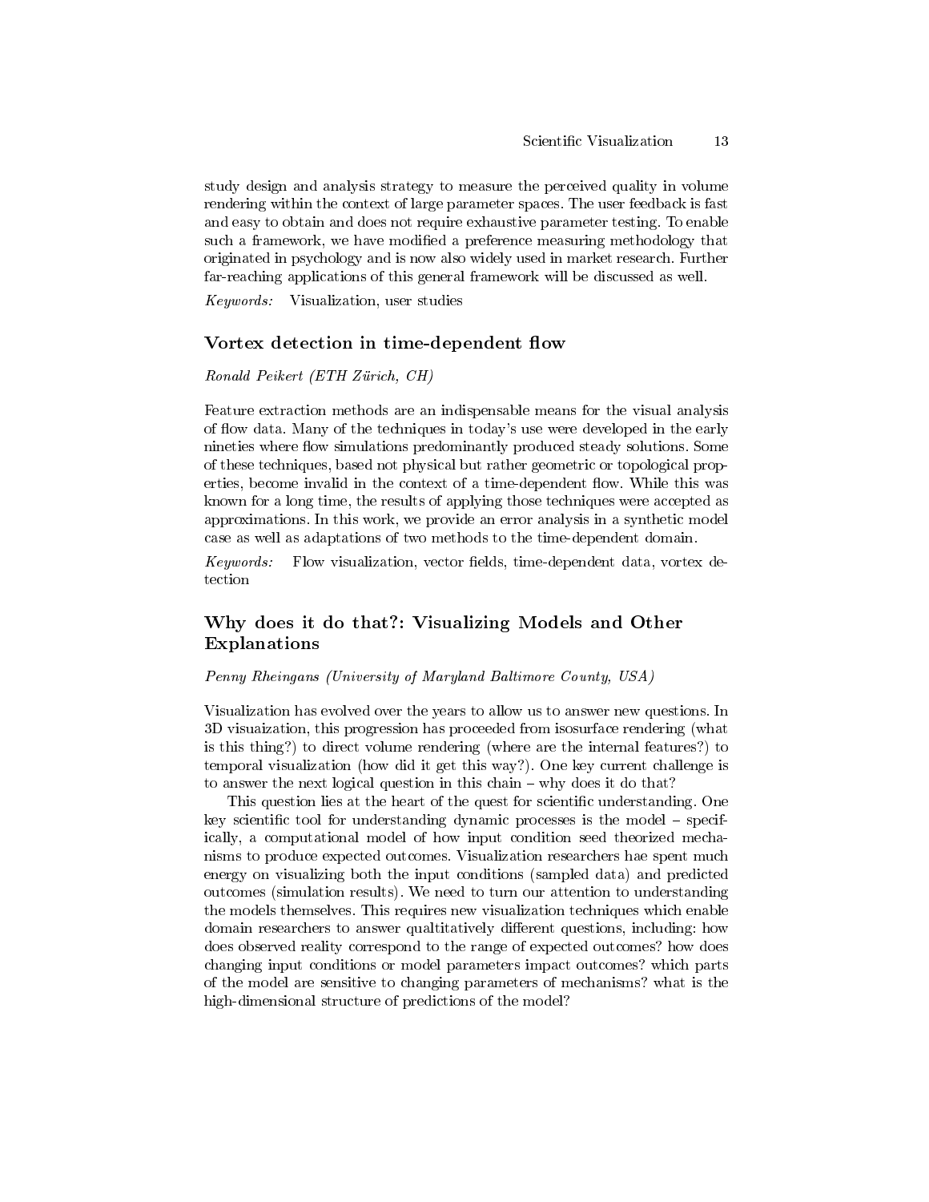study design and analysis strategy to measure the perceived quality in volume rendering within the context of large parameter spaces. The user feedback is fast and easy to obtain and does not require exhaustive parameter testing. To enable such a framework, we have modified a preference measuring methodology that originated in psychology and is now also widely used in market research. Further far-reaching applications of this general framework will be discussed as well.

*Keywords:* Visualization, user studies

### Vortex detection in time-dependent flow

*Ronald Peikert (ETH Zürich, CH)*

Feature extraction methods are an indispensable means for the visual analysis of flow data. Many of the techniques in today's use were developed in the early nineties where flow simulations predominantly produced steady solutions. Some of these techniques, based not physical but rather geometric or topological properties, become invalid in the context of a time-dependent flow. While this was known for a long time, the results of applying those techniques were accepted as approximations. In this work, we provide an error analysis in a synthetic model case as well as adaptations of two methods to the time-dependent domain.

*Keywords:* Flow visualization, vector fields, time-dependent data, vortex detection

### Why does it do that?: Visualizing Models and Other Explanations

*Penny Rheingans (University of Maryland Baltimore County, USA)*

Visualization has evolved over the years to allow us to answer new questions. In 3D visuaization, this progression has proceeded from isosurface rendering (what is this thing?) to direct volume rendering (where are the internal features?) to temporal visualization (how did it get this way?). One key current challenge is to answer the next logical question in this chain – why does it do that?

This question lies at the heart of the quest for scientific understanding. One key scientific tool for understanding dynamic processes is the model – specifically, a computational model of how input condition seed theorized mechanisms to produce expected outcomes. Visualization researchers hae spent much energy on visualizing both the input conditions (sampled data) and predicted outcomes (simulation results). We need to turn our attention to understanding the models themselves. This requires new visualization techniques which enable domain researchers to answer qualtitatively different questions, including: how does observed reality correspond to the range of expected outcomes? how does changing input conditions or model parameters impact outcomes? which parts of the model are sensitive to changing parameters of mechanisms? what is the high-dimensional structure of predictions of the model?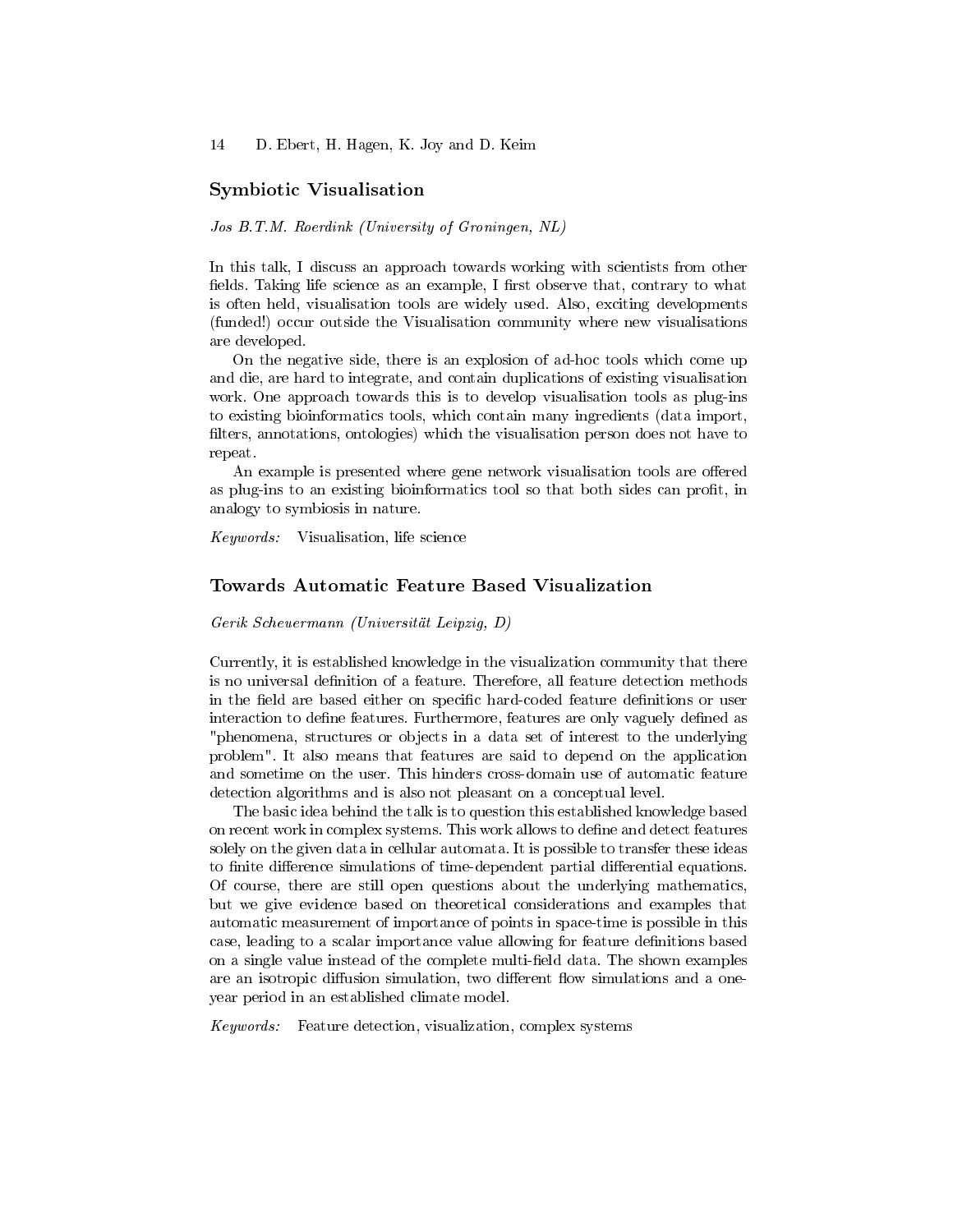## Symbiotic Visualisation

*Jos B.T.M. Roerdink (University of Groningen, NL)*

In this talk, I discuss an approach towards working with scientists from other fields. Taking life science as an example, I first observe that, contrary to what is often held, visualisation tools are widely used. Also, exciting developments (funded!) occur outside the Visualisation community where new visualisations are developed.

On the negative side, there is an explosion of ad-hoc tools which come up and die, are hard to integrate, and contain duplications of existing visualisation work. One approach towards this is to develop visualisation tools as plug-ins to existing bioinformatics tools, which contain many ingredients (data import, filters, annotations, ontologies) which the visualisation person does not have to repeat.

An example is presented where gene network visualisation tools are offered as plug-ins to an existing bioinformatics tool so that both sides can profit, in analogy to symbiosis in nature.

*Keywords:* Visualisation, life science

## Towards Automatic Feature Based Visualization

*Gerik Scheuermann (Universität Leipzig, D)*

Currently, it is established knowledge in the visualization community that there is no universal definition of a feature. Therefore, all feature detection methods in the field are based either on specific hard-coded feature definitions or user interaction to define features. Furthermore, features are only vaguely defined as "phenomena, structures or objects in a data set of interest to the underlying problem". It also means that features are said to depend on the application and sometime on the user. This hinders cross-domain use of automatic feature detection algorithms and is also not pleasant on a conceptual level.

The basic idea behind the talk is to question this established knowledge based on recent work in complex systems. This work allows to define and detect features solely on the given data in cellular automata. It is possible to transfer these ideas to finite difference simulations of time-dependent partial differential equations. Of course, there are still open questions about the underlying mathematics, but we give evidence based on theoretical considerations and examples that automatic measurement of importance of points in space-time is possible in this case, leading to a scalar importance value allowing for feature definitions based on a single value instead of the complete multi-field data. The shown examples are an isotropic diffusion simulation, two different flow simulations and a one-year period in an established climate model.

*Keywords:* Feature detection, visualization, complex systems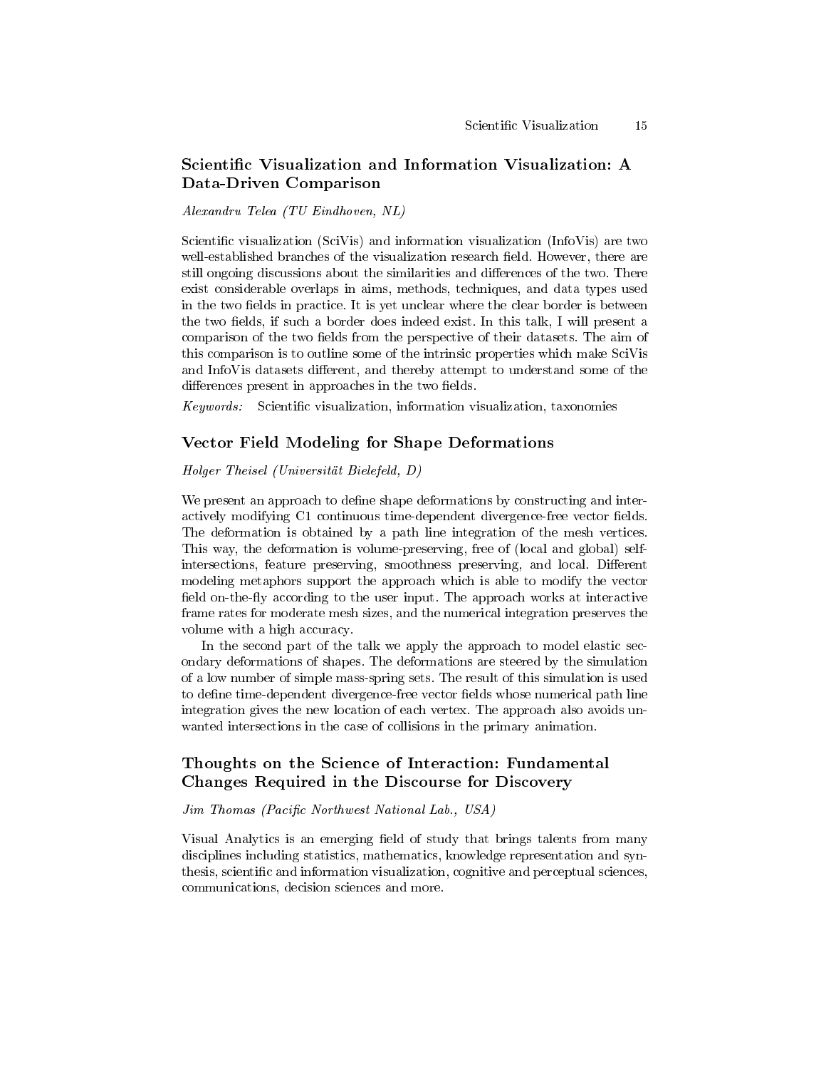## Scientific Visualization and Information Visualization: A Data-Driven Comparison

*Alexandru Telea (TU Eindhoven, NL)*

Scientific visualization (SciVis) and information visualization (InfoVis) are two well-established branches of the visualization research field. However, there are still ongoing discussions about the similarities and differences of the two. There exist considerable overlaps in aims, methods, techniques, and data types used in the two fields in practice. It is yet unclear where the clear border is between the two fields, if such a border does indeed exist. In this talk, I will present a comparison of the two fields from the perspective of their datasets. The aim of this comparison is to outline some of the intrinsic properties which make SciVis and InfoVis datasets different, and thereby attempt to understand some of the differences present in approaches in the two fields.

*Keywords:* Scientific visualization, information visualization, taxonomies

## Vector Field Modeling for Shape Deformations

*Holger Theisel (Universität Bielefeld, D)*

We present an approach to define shape deformations by constructing and interactively modifying C1 continuous time-dependent divergence-free vector fields. The deformation is obtained by a path line integration of the mesh vertices. This way, the deformation is volume-preserving, free of (local and global) self-intersections, feature preserving, smoothness preserving, and local. Different modeling metaphors support the approach which is able to modify the vector field on-the-fly according to the user input. The approach works at interactive frame rates for moderate mesh sizes, and the numerical integration preserves the volume with a high accuracy.

In the second part of the talk we apply the approach to model elastic secondary deformations of shapes. The deformations are steered by the simulation of a low number of simple mass-spring sets. The result of this simulation is used to define time-dependent divergence-free vector fields whose numerical path line integration gives the new location of each vertex. The approach also avoids unwanted intersections in the case of collisions in the primary animation.

## Thoughts on the Science of Interaction: Fundamental Changes Required in the Discourse for Discovery

*Jim Thomas (Pacific Northwest National Lab., USA)*

Visual Analytics is an emerging field of study that brings talents from many disciplines including statistics, mathematics, knowledge representation and synthesis, scientific and information visualization, cognitive and perceptual sciences, communications, decision sciences and more.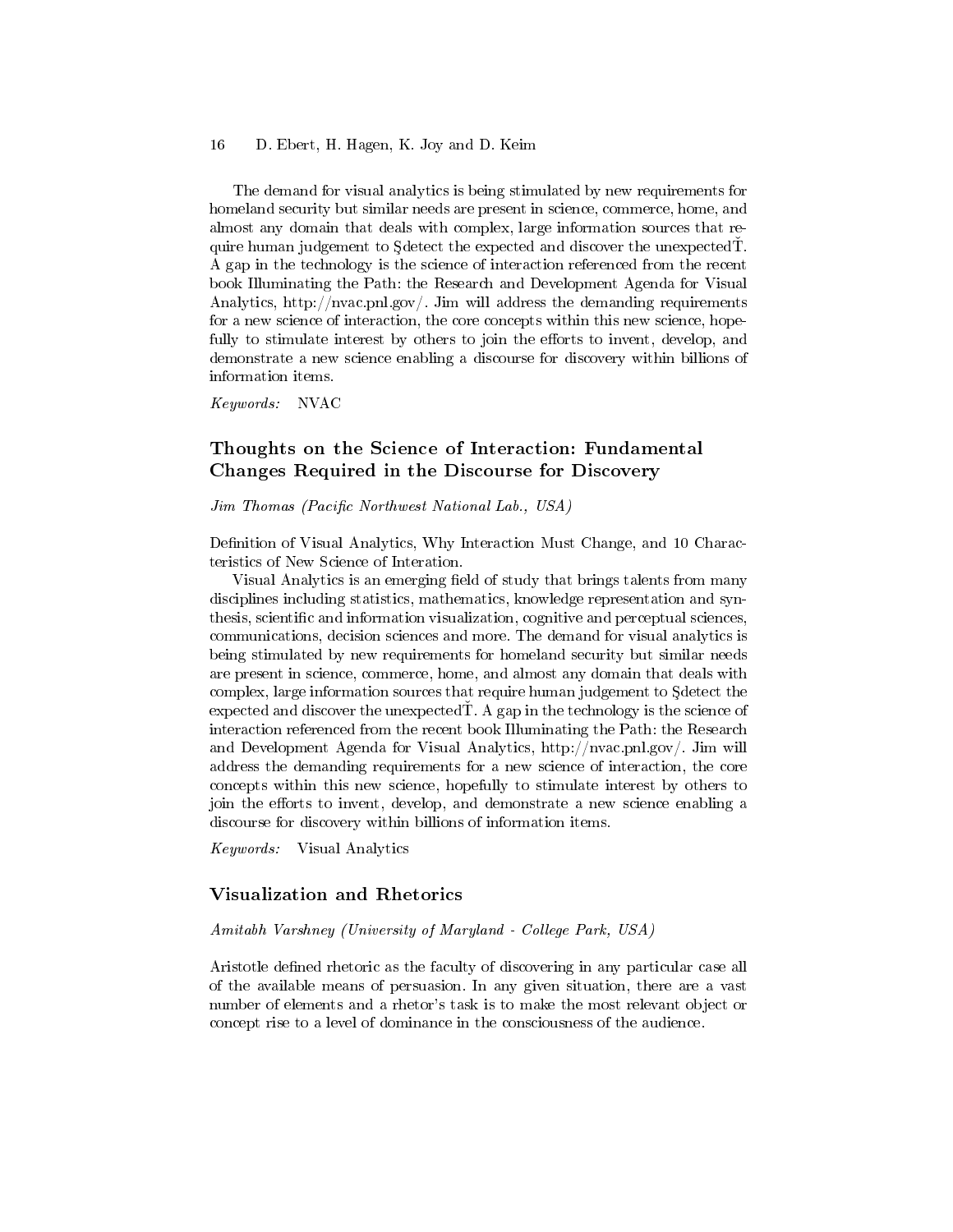The demand for visual analytics is being stimulated by new requirements for homeland security but similar needs are present in science, commerce, home, and almost any domain that deals with complex, large information sources that require human judgement to Şdetect the expected and discover the unexpectedŤ. A gap in the technology is the science of interaction referenced from the recent book Illuminating the Path: the Research and Development Agenda for Visual Analytics, http://nvac.pnl.gov/. Jim will address the demanding requirements for a new science of interaction, the core concepts within this new science, hopefully to stimulate interest by others to join the efforts to invent, develop, and demonstrate a new science enabling a discourse for discovery within billions of information items.

*Keywords:* NVAC

## Thoughts on the Science of Interaction: Fundamental Changes Required in the Discourse for Discovery

*Jim Thomas (Pacific Northwest National Lab., USA)*

Definition of Visual Analytics, Why Interaction Must Change, and 10 Characteristics of New Science of Interation.

Visual Analytics is an emerging field of study that brings talents from many disciplines including statistics, mathematics, knowledge representation and synthesis, scientific and information visualization, cognitive and perceptual sciences, communications, decision sciences and more. The demand for visual analytics is being stimulated by new requirements for homeland security but similar needs are present in science, commerce, home, and almost any domain that deals with complex, large information sources that require human judgement to Şdetect the expected and discover the unexpectedŤ. A gap in the technology is the science of interaction referenced from the recent book Illuminating the Path: the Research and Development Agenda for Visual Analytics, http://nvac.pnl.gov/. Jim will address the demanding requirements for a new science of interaction, the core concepts within this new science, hopefully to stimulate interest by others to join the efforts to invent, develop, and demonstrate a new science enabling a discourse for discovery within billions of information items.

*Keywords:* Visual Analytics

## Visualization and Rhetorics

*Amitabh Varshney (University of Maryland - College Park, USA)*

Aristotle defined rhetoric as the faculty of discovering in any particular case all of the available means of persuasion. In any given situation, there are a vast number of elements and a rhetor's task is to make the most relevant object or concept rise to a level of dominance in the consciousness of the audience.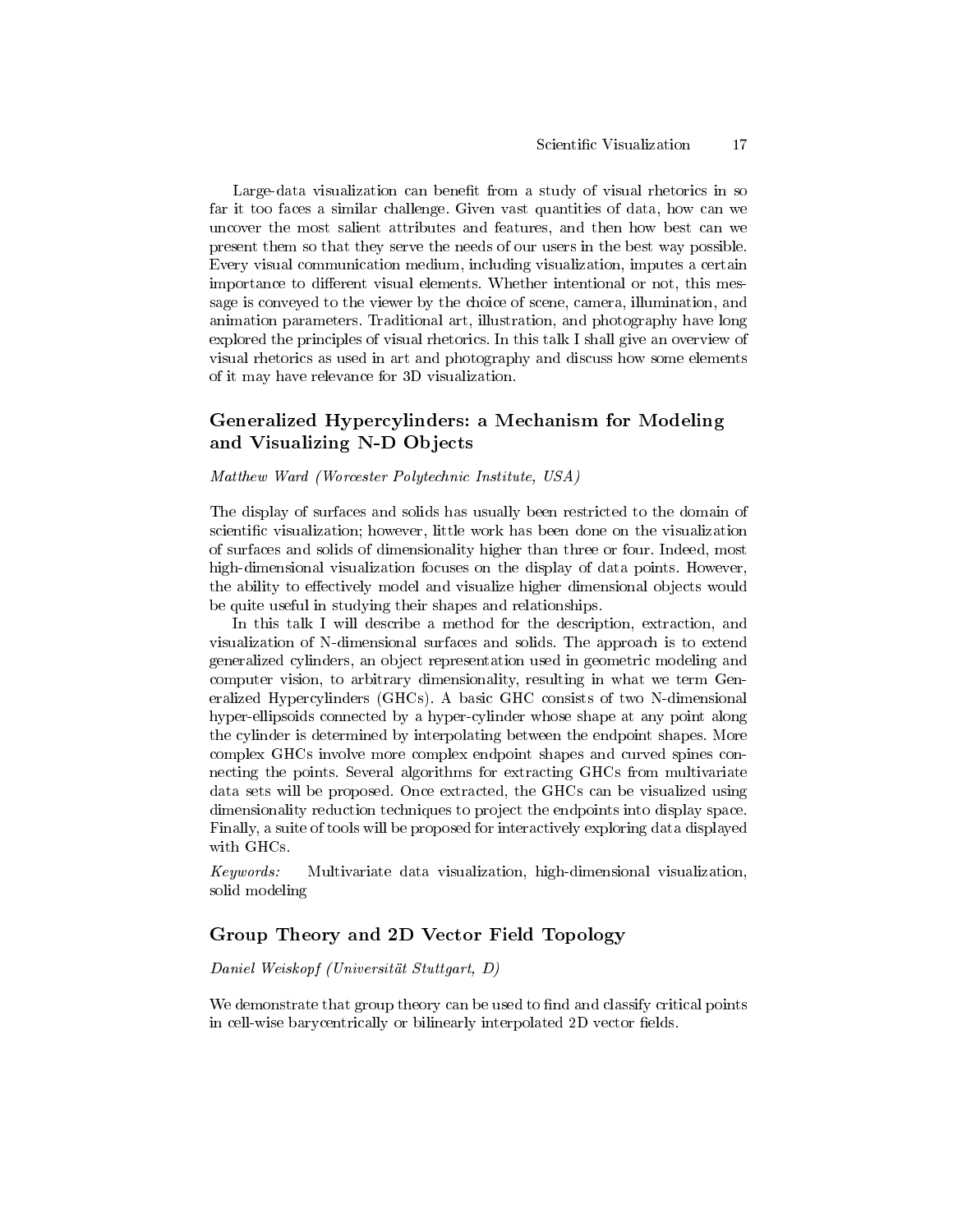Large-data visualization can benefit from a study of visual rhetorics in so far it too faces a similar challenge. Given vast quantities of data, how can we uncover the most salient attributes and features, and then how best can we present them so that they serve the needs of our users in the best way possible. Every visual communication medium, including visualization, imputes a certain importance to different visual elements. Whether intentional or not, this message is conveyed to the viewer by the choice of scene, camera, illumination, and animation parameters. Traditional art, illustration, and photography have long explored the principles of visual rhetorics. In this talk I shall give an overview of visual rhetorics as used in art and photography and discuss how some elements of it may have relevance for 3D visualization.

## Generalized Hypercylinders: a Mechanism for Modeling and Visualizing N-D Objects

*Matthew Ward (Worcester Polytechnic Institute, USA)*

The display of surfaces and solids has usually been restricted to the domain of scientific visualization; however, little work has been done on the visualization of surfaces and solids of dimensionality higher than three or four. Indeed, most high-dimensional visualization focuses on the display of data points. However, the ability to effectively model and visualize higher dimensional objects would be quite useful in studying their shapes and relationships.

In this talk I will describe a method for the description, extraction, and visualization of N-dimensional surfaces and solids. The approach is to extend generalized cylinders, an object representation used in geometric modeling and computer vision, to arbitrary dimensionality, resulting in what we term Generalized Hypercylinders (GHCs). A basic GHC consists of two N-dimensional hyper-ellipsoids connected by a hyper-cylinder whose shape at any point along the cylinder is determined by interpolating between the endpoint shapes. More complex GHCs involve more complex endpoint shapes and curved spines connecting the points. Several algorithms for extracting GHCs from multivariate data sets will be proposed. Once extracted, the GHCs can be visualized using dimensionality reduction techniques to project the endpoints into display space. Finally, a suite of tools will be proposed for interactively exploring data displayed with GHCs.

*Keywords:* Multivariate data visualization, high-dimensional visualization, solid modeling

## Group Theory and 2D Vector Field Topology

*Daniel Weiskopf (Universität Stuttgart, D)*

We demonstrate that group theory can be used to find and classify critical points in cell-wise barycentrically or bilinearly interpolated 2D vector fields.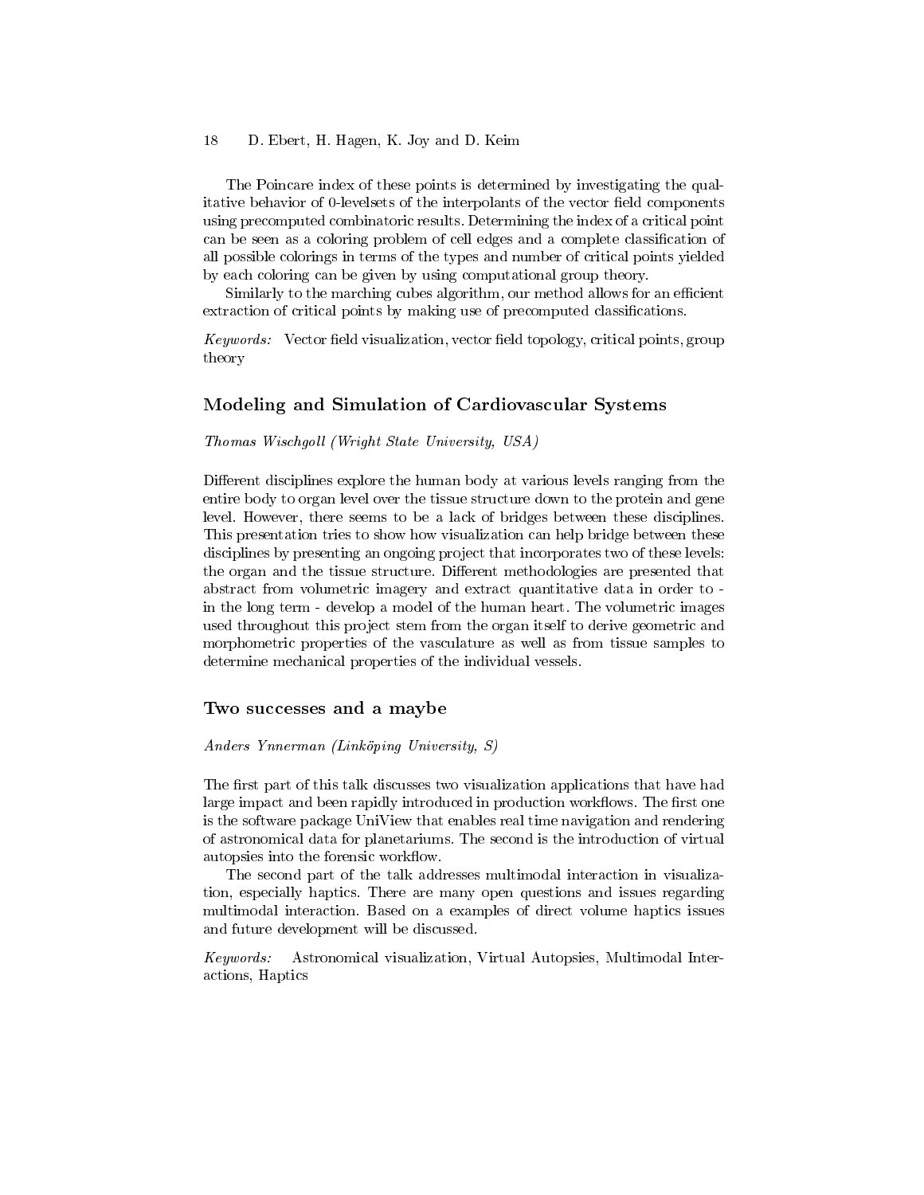The Poincare index of these points is determined by investigating the qualitative behavior of 0-levelsets of the interpolants of the vector field components using precomputed combinatoric results. Determining the index of a critical point can be seen as a coloring problem of cell edges and a complete classification of all possible colorings in terms of the types and number of critical points yielded by each coloring can be given by using computational group theory.

Similarly to the marching cubes algorithm, our method allows for an efficient extraction of critical points by making use of precomputed classifications.

*Keywords:* Vector field visualization, vector field topology, critical points, group theory

## Modeling and Simulation of Cardiovascular Systems

*Thomas Wischgoll (Wright State University, USA)*

Different disciplines explore the human body at various levels ranging from the entire body to organ level over the tissue structure down to the protein and gene level. However, there seems to be a lack of bridges between these disciplines. This presentation tries to show how visualization can help bridge between these disciplines by presenting an ongoing project that incorporates two of these levels: the organ and the tissue structure. Different methodologies are presented that abstract from volumetric imagery and extract quantitative data in order to - in the long term - develop a model of the human heart. The volumetric images used throughout this project stem from the organ itself to derive geometric and morphometric properties of the vasculature as well as from tissue samples to determine mechanical properties of the individual vessels.

## Two successes and a maybe

*Anders Ynnerman (Linköping University, S)*

The first part of this talk discusses two visualization applications that have had large impact and been rapidly introduced in production workflows. The first one is the software package UniView that enables real time navigation and rendering of astronomical data for planetariums. The second is the introduction of virtual autopsies into the forensic workflow.

The second part of the talk addresses multimodal interaction in visualization, especially haptics. There are many open questions and issues regarding multimodal interaction. Based on a examples of direct volume haptics issues and future development will be discussed.

*Keywords:* Astronomical visualization, Virtual Autopsies, Multimodal Interactions, Haptics